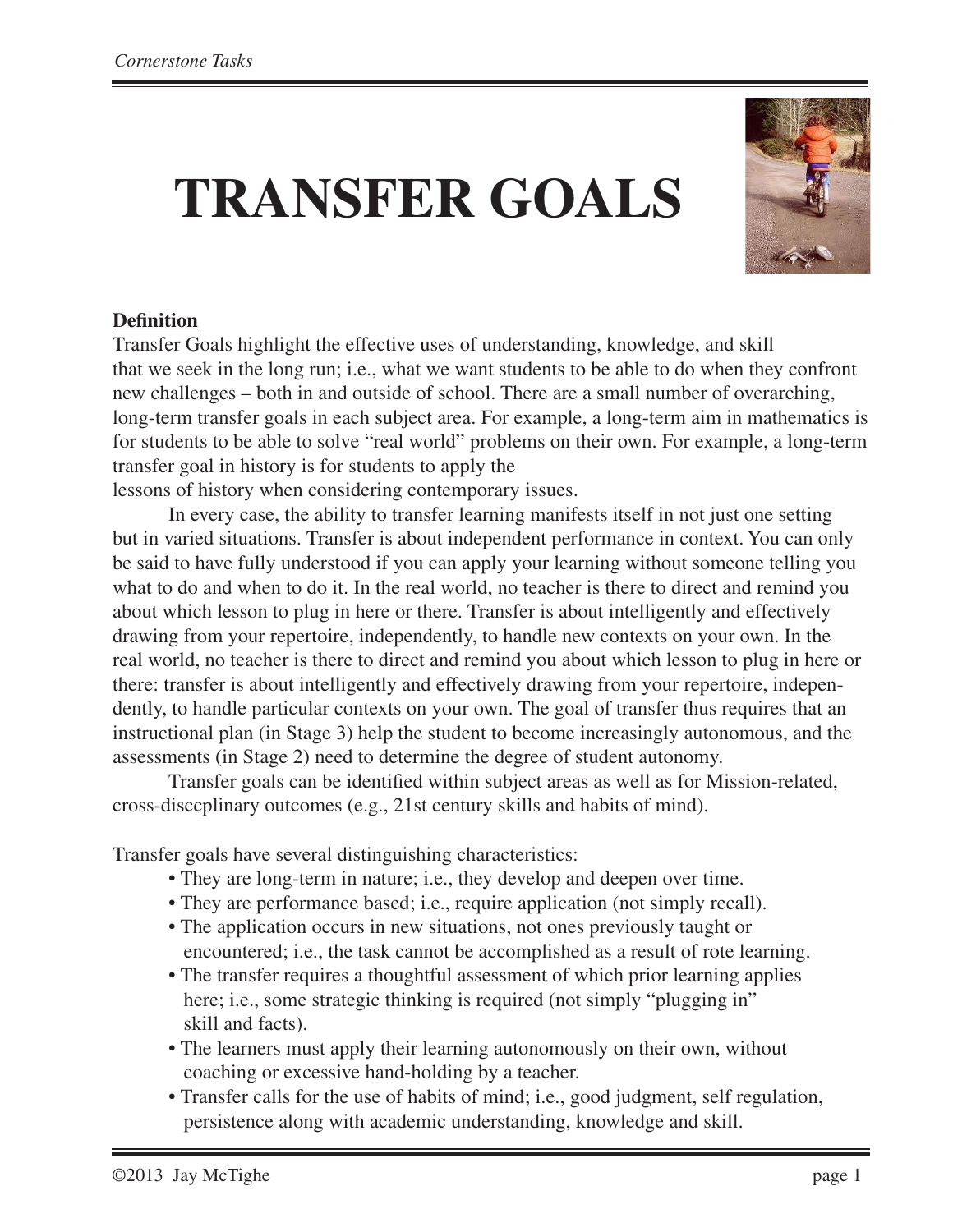# TRANSFER GOALS

**Definition**

Transfer Goals highlight the effective uses of understanding, knowledge, and skill that we seek in the long run; i.e., what we want students to be able to do when they confront new challenges – both in and outside of school. There are a small number of overarching, long-term transfer goals in each subject area. For example, a long-term aim in mathematics is for students to be able to solve "real world" problems on their own. For example, a long-term transfer goal in history is for students to apply the lessons of history when considering contemporary issues.

In every case, the ability to transfer learning manifests itself in not just one setting but in varied situations. Transfer is about independent performance in context. You can only be said to have fully understood if you can apply your learning without someone telling you what to do and when to do it. In the real world, no teacher is there to direct and remind you about which lesson to plug in here or there. Transfer is about intelligently and effectively drawing from your repertoire, independently, to handle new contexts on your own. In the real world, no teacher is there to direct and remind you about which lesson to plug in here or there: transfer is about intelligently and effectively drawing from your repertoire, independently, to handle particular contexts on your own. The goal of transfer thus requires that an instructional plan (in Stage 3) help the student to become increasingly autonomous, and the assessments (in Stage 2) need to determine the degree of student autonomy.

Transfer goals can be identified within subject areas as well as for Mission-related, cross-disccplinary outcomes (e.g., 21st century skills and habits of mind).

Transfer goals have several distinguishing characteristics:

- They are long-term in nature; i.e., they develop and deepen over time.
- They are performance based; i.e., require application (not simply recall).
- The application occurs in new situations, not ones previously taught or encountered; i.e., the task cannot be accomplished as a result of rote learning.
- The transfer requires a thoughtful assessment of which prior learning applies here; i.e., some strategic thinking is required (not simply "plugging in" skill and facts).
- The learners must apply their learning autonomously on their own, without coaching or excessive hand-holding by a teacher.
- Transfer calls for the use of habits of mind; i.e., good judgment, self regulation, persistence along with academic understanding, knowledge and skill.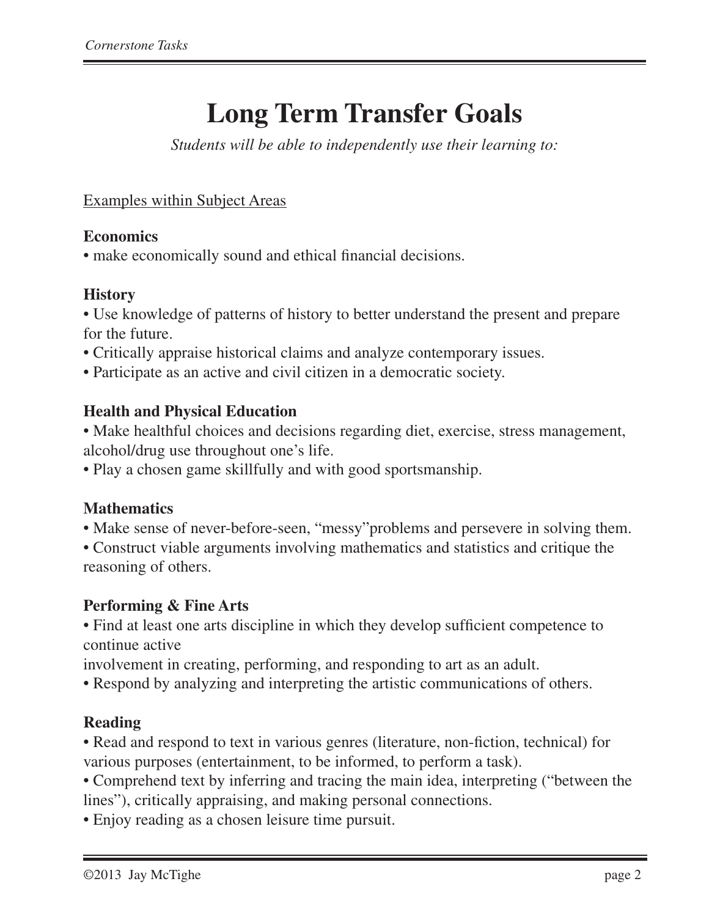# Long Term Transfer Goals

*Students will be able to independently use their learning to:*

Examples within Subject Areas

**Economics**
• make economically sound and ethical financial decisions.

**History**
• Use knowledge of patterns of history to better understand the present and prepare for the future.
• Critically appraise historical claims and analyze contemporary issues.
• Participate as an active and civil citizen in a democratic society.

**Health and Physical Education**
• Make healthful choices and decisions regarding diet, exercise, stress management, alcohol/drug use throughout one's life.
• Play a chosen game skillfully and with good sportsmanship.

**Mathematics**
• Make sense of never-before-seen, "messy"problems and persevere in solving them.
• Construct viable arguments involving mathematics and statistics and critique the reasoning of others.

**Performing & Fine Arts**
• Find at least one arts discipline in which they develop sufficient competence to continue active
involvement in creating, performing, and responding to art as an adult.
• Respond by analyzing and interpreting the artistic communications of others.

**Reading**
• Read and respond to text in various genres (literature, non-fiction, technical) for various purposes (entertainment, to be informed, to perform a task).
• Comprehend text by inferring and tracing the main idea, interpreting ("between the lines"), critically appraising, and making personal connections.
• Enjoy reading as a chosen leisure time pursuit.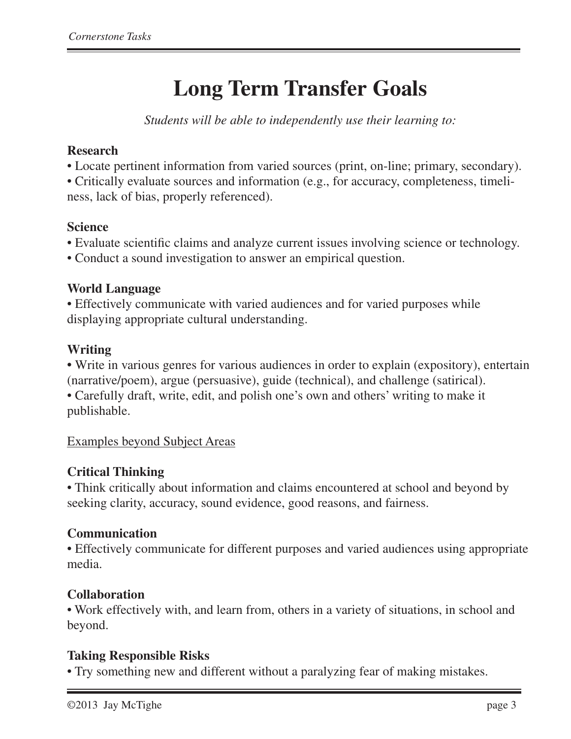# Long Term Transfer Goals

*Students will be able to independently use their learning to:*

**Research**
- Locate pertinent information from varied sources (print, on-line; primary, secondary).
- Critically evaluate sources and information (e.g., for accuracy, completeness, timeliness, lack of bias, properly referenced).

**Science**
- Evaluate scientific claims and analyze current issues involving science or technology.
- Conduct a sound investigation to answer an empirical question.

**World Language**
- Effectively communicate with varied audiences and for varied purposes while displaying appropriate cultural understanding.

**Writing**
- Write in various genres for various audiences in order to explain (expository), entertain (narrative/poem), argue (persuasive), guide (technical), and challenge (satirical).
- Carefully draft, write, edit, and polish one's own and others' writing to make it publishable.

<u>Examples beyond Subject Areas</u>

**Critical Thinking**
- Think critically about information and claims encountered at school and beyond by seeking clarity, accuracy, sound evidence, good reasons, and fairness.

**Communication**
- Effectively communicate for different purposes and varied audiences using appropriate media.

**Collaboration**
- Work effectively with, and learn from, others in a variety of situations, in school and beyond.

**Taking Responsible Risks**
- Try something new and different without a paralyzing fear of making mistakes.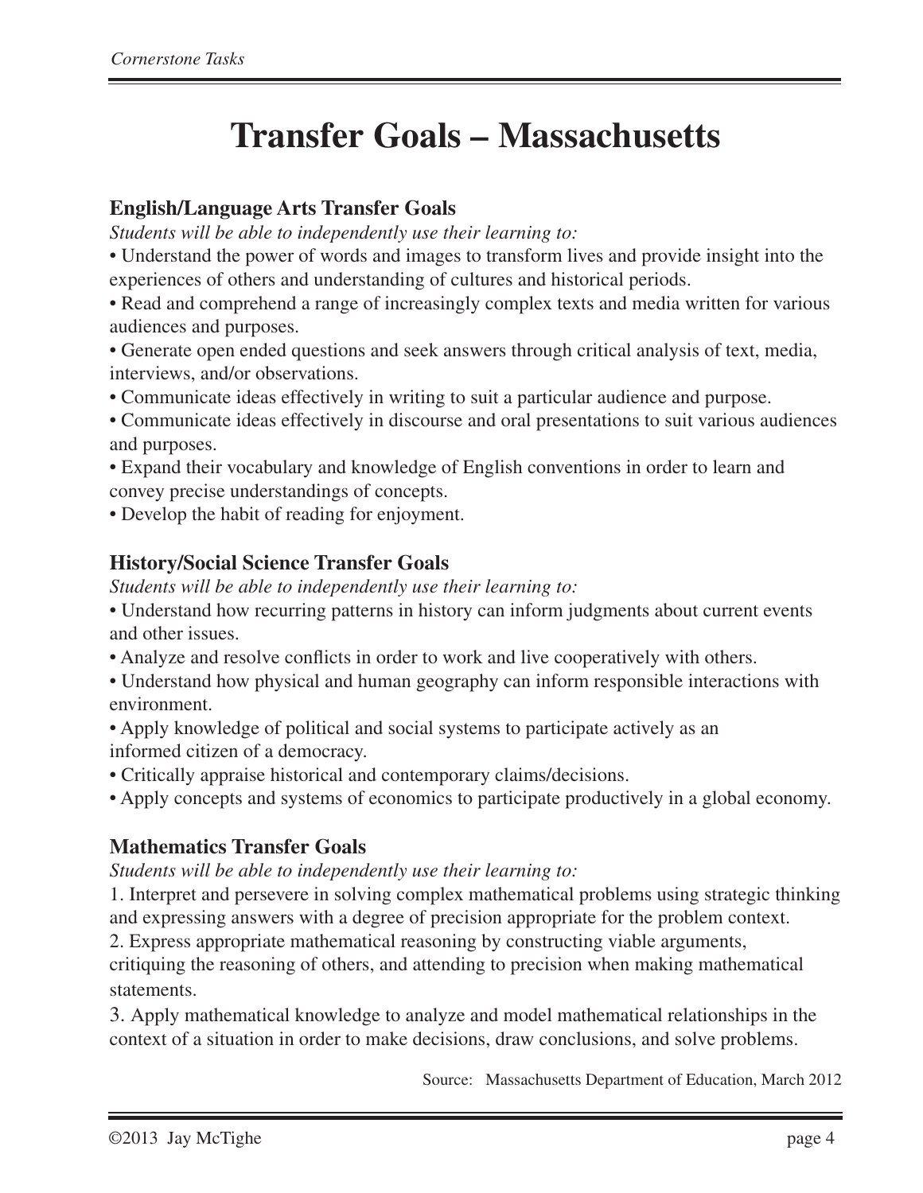# Transfer Goals – Massachusetts

### English/Language Arts Transfer Goals

*Students will be able to independently use their learning to:*

- Understand the power of words and images to transform lives and provide insight into the experiences of others and understanding of cultures and historical periods.
- Read and comprehend a range of increasingly complex texts and media written for various audiences and purposes.
- Generate open ended questions and seek answers through critical analysis of text, media, interviews, and/or observations.
- Communicate ideas effectively in writing to suit a particular audience and purpose.
- Communicate ideas effectively in discourse and oral presentations to suit various audiences and purposes.
- Expand their vocabulary and knowledge of English conventions in order to learn and convey precise understandings of concepts.
- Develop the habit of reading for enjoyment.

### History/Social Science Transfer Goals

*Students will be able to independently use their learning to:*

- Understand how recurring patterns in history can inform judgments about current events and other issues.
- Analyze and resolve conflicts in order to work and live cooperatively with others.
- Understand how physical and human geography can inform responsible interactions with environment.
- Apply knowledge of political and social systems to participate actively as an informed citizen of a democracy.
- Critically appraise historical and contemporary claims/decisions.
- Apply concepts and systems of economics to participate productively in a global economy.

### Mathematics Transfer Goals

*Students will be able to independently use their learning to:*

1. Interpret and persevere in solving complex mathematical problems using strategic thinking and expressing answers with a degree of precision appropriate for the problem context.
2. Express appropriate mathematical reasoning by constructing viable arguments, critiquing the reasoning of others, and attending to precision when making mathematical statements.
3. Apply mathematical knowledge to analyze and model mathematical relationships in the context of a situation in order to make decisions, draw conclusions, and solve problems.

Source: Massachusetts Department of Education, March 2012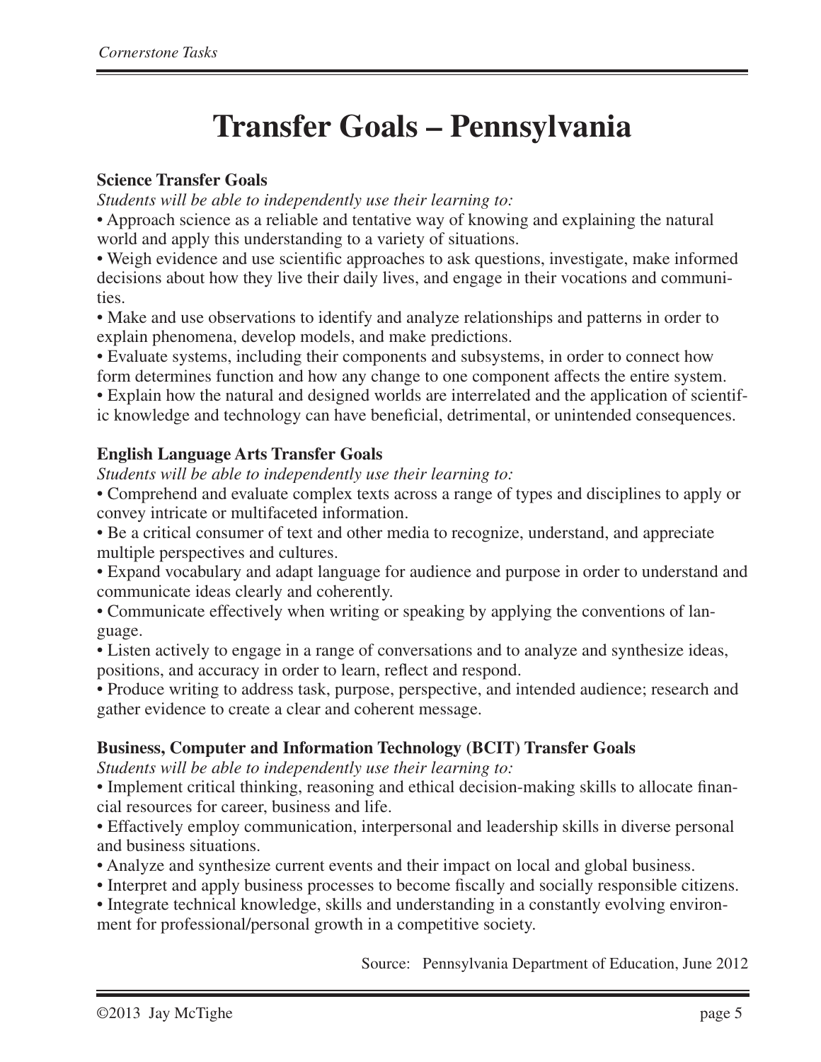# Transfer Goals – Pennsylvania

**Science Transfer Goals**

*Students will be able to independently use their learning to:*

- Approach science as a reliable and tentative way of knowing and explaining the natural world and apply this understanding to a variety of situations.
- Weigh evidence and use scientific approaches to ask questions, investigate, make informed decisions about how they live their daily lives, and engage in their vocations and communities.
- Make and use observations to identify and analyze relationships and patterns in order to explain phenomena, develop models, and make predictions.
- Evaluate systems, including their components and subsystems, in order to connect how form determines function and how any change to one component affects the entire system.
- Explain how the natural and designed worlds are interrelated and the application of scientific knowledge and technology can have beneficial, detrimental, or unintended consequences.

**English Language Arts Transfer Goals**

*Students will be able to independently use their learning to:*

- Comprehend and evaluate complex texts across a range of types and disciplines to apply or convey intricate or multifaceted information.
- Be a critical consumer of text and other media to recognize, understand, and appreciate multiple perspectives and cultures.
- Expand vocabulary and adapt language for audience and purpose in order to understand and communicate ideas clearly and coherently.
- Communicate effectively when writing or speaking by applying the conventions of language.
- Listen actively to engage in a range of conversations and to analyze and synthesize ideas, positions, and accuracy in order to learn, reflect and respond.
- Produce writing to address task, purpose, perspective, and intended audience; research and gather evidence to create a clear and coherent message.

**Business, Computer and Information Technology (BCIT) Transfer Goals**

*Students will be able to independently use their learning to:*

- Implement critical thinking, reasoning and ethical decision-making skills to allocate financial resources for career, business and life.
- Effactively employ communication, interpersonal and leadership skills in diverse personal and business situations.
- Analyze and synthesize current events and their impact on local and global business.
- Interpret and apply business processes to become fiscally and socially responsible citizens.
- Integrate technical knowledge, skills and understanding in a constantly evolving environment for professional/personal growth in a competitive society.

Source: Pennsylvania Department of Education, June 2012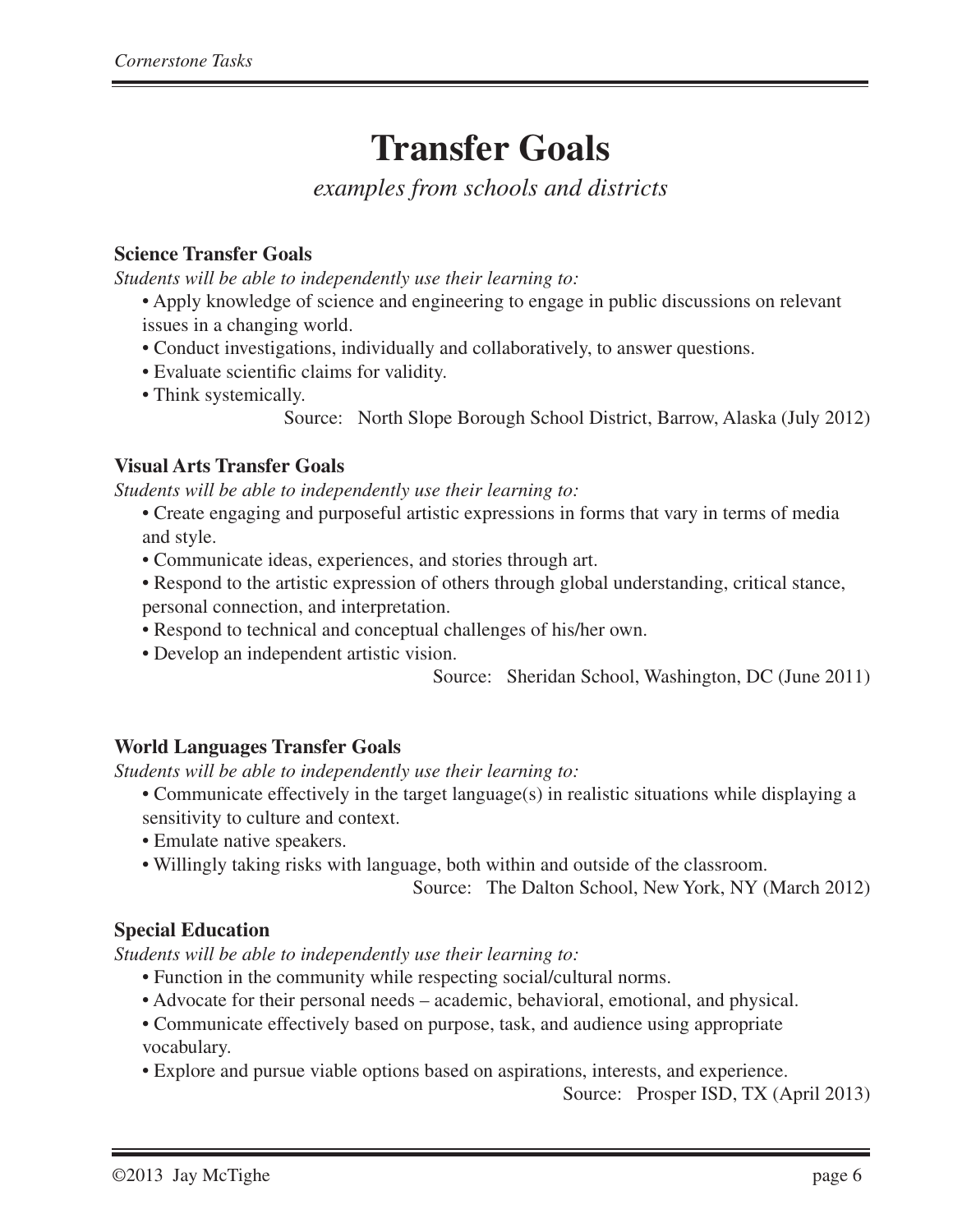# Transfer Goals

*examples from schools and districts*

### Science Transfer Goals

*Students will be able to independently use their learning to:*

- Apply knowledge of science and engineering to engage in public discussions on relevant issues in a changing world.
- Conduct investigations, individually and collaboratively, to answer questions.
- Evaluate scientific claims for validity.
- Think systemically.

Source: North Slope Borough School District, Barrow, Alaska (July 2012)

### Visual Arts Transfer Goals

*Students will be able to independently use their learning to:*

- Create engaging and purposeful artistic expressions in forms that vary in terms of media and style.
- Communicate ideas, experiences, and stories through art.
- Respond to the artistic expression of others through global understanding, critical stance, personal connection, and interpretation.
- Respond to technical and conceptual challenges of his/her own.
- Develop an independent artistic vision.

Source: Sheridan School, Washington, DC (June 2011)

### World Languages Transfer Goals

*Students will be able to independently use their learning to:*

- Communicate effectively in the target language(s) in realistic situations while displaying a sensitivity to culture and context.
- Emulate native speakers.
- Willingly taking risks with language, both within and outside of the classroom.

Source: The Dalton School, New York, NY (March 2012)

### Special Education

*Students will be able to independently use their learning to:*

- Function in the community while respecting social/cultural norms.
- Advocate for their personal needs – academic, behavioral, emotional, and physical.
- Communicate effectively based on purpose, task, and audience using appropriate vocabulary.
- Explore and pursue viable options based on aspirations, interests, and experience.

Source: Prosper ISD, TX (April 2013)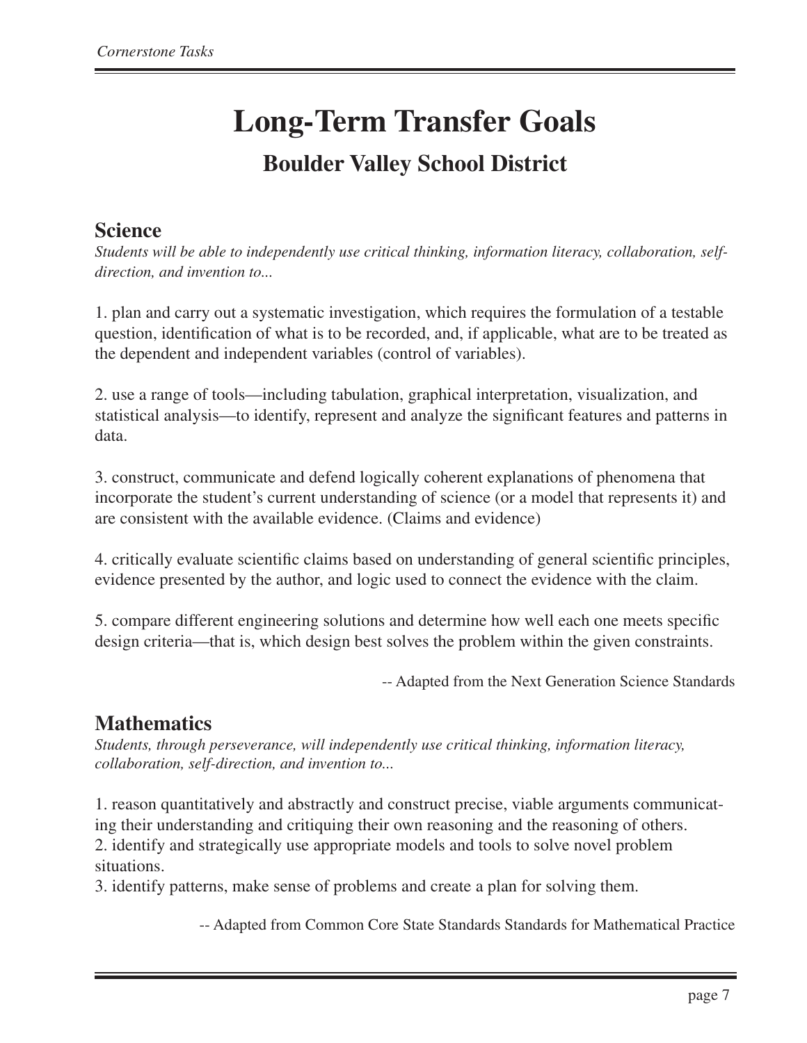# Long-Term Transfer Goals

## Boulder Valley School District

### Science

*Students will be able to independently use critical thinking, information literacy, collaboration, self-direction, and invention to...*

1. plan and carry out a systematic investigation, which requires the formulation of a testable question, identification of what is to be recorded, and, if applicable, what are to be treated as the dependent and independent variables (control of variables).

2. use a range of tools—including tabulation, graphical interpretation, visualization, and statistical analysis—to identify, represent and analyze the significant features and patterns in data.

3. construct, communicate and defend logically coherent explanations of phenomena that incorporate the student's current understanding of science (or a model that represents it) and are consistent with the available evidence. (Claims and evidence)

4. critically evaluate scientific claims based on understanding of general scientific principles, evidence presented by the author, and logic used to connect the evidence with the claim.

5. compare different engineering solutions and determine how well each one meets specific design criteria—that is, which design best solves the problem within the given constraints.

-- Adapted from the Next Generation Science Standards

### Mathematics

*Students, through perseverance, will independently use critical thinking, information literacy, collaboration, self-direction, and invention to...*

1. reason quantitatively and abstractly and construct precise, viable arguments communicating their understanding and critiquing their own reasoning and the reasoning of others.
2. identify and strategically use appropriate models and tools to solve novel problem situations.
3. identify patterns, make sense of problems and create a plan for solving them.

-- Adapted from Common Core State Standards Standards for Mathematical Practice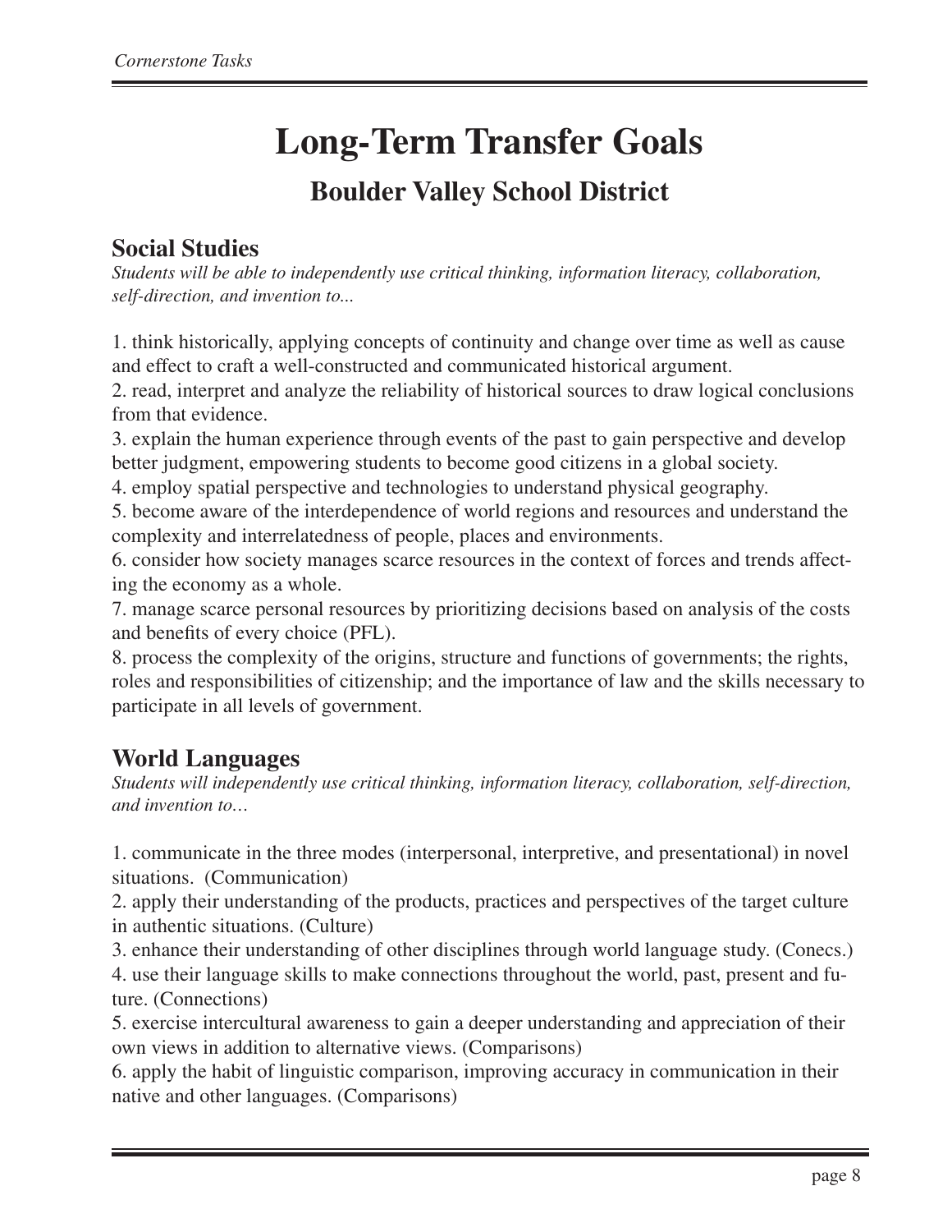# Long-Term Transfer Goals

## Boulder Valley School District

### Social Studies

*Students will be able to independently use critical thinking, information literacy, collaboration, self-direction, and invention to...*

1. think historically, applying concepts of continuity and change over time as well as cause and effect to craft a well-constructed and communicated historical argument.
2. read, interpret and analyze the reliability of historical sources to draw logical conclusions from that evidence.
3. explain the human experience through events of the past to gain perspective and develop better judgment, empowering students to become good citizens in a global society.
4. employ spatial perspective and technologies to understand physical geography.
5. become aware of the interdependence of world regions and resources and understand the complexity and interrelatedness of people, places and environments.
6. consider how society manages scarce resources in the context of forces and trends affecting the economy as a whole.
7. manage scarce personal resources by prioritizing decisions based on analysis of the costs and benefits of every choice (PFL).
8. process the complexity of the origins, structure and functions of governments; the rights, roles and responsibilities of citizenship; and the importance of law and the skills necessary to participate in all levels of government.

### World Languages

*Students will independently use critical thinking, information literacy, collaboration, self-direction, and invention to…*

1. communicate in the three modes (interpersonal, interpretive, and presentational) in novel situations. (Communication)
2. apply their understanding of the products, practices and perspectives of the target culture in authentic situations. (Culture)
3. enhance their understanding of other disciplines through world language study. (Conecs.)
4. use their language skills to make connections throughout the world, past, present and future. (Connections)
5. exercise intercultural awareness to gain a deeper understanding and appreciation of their own views in addition to alternative views. (Comparisons)
6. apply the habit of linguistic comparison, improving accuracy in communication in their native and other languages. (Comparisons)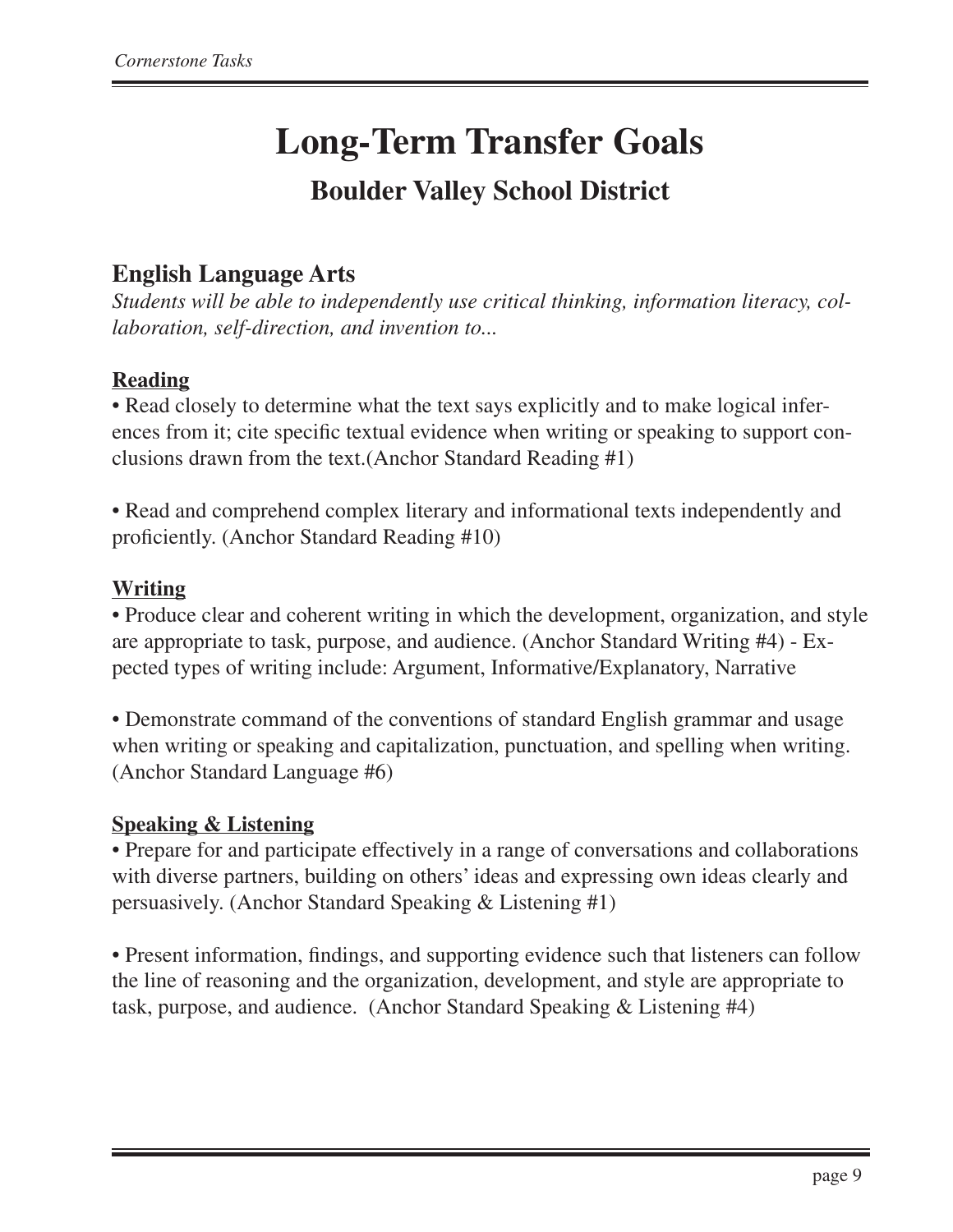# Long-Term Transfer Goals

## Boulder Valley School District

### English Language Arts

*Students will be able to independently use critical thinking, information literacy, collaboration, self-direction, and invention to...*

**Reading**

- Read closely to determine what the text says explicitly and to make logical inferences from it; cite specific textual evidence when writing or speaking to support conclusions drawn from the text.(Anchor Standard Reading #1)

- Read and comprehend complex literary and informational texts independently and proficiently. (Anchor Standard Reading #10)

**Writing**

- Produce clear and coherent writing in which the development, organization, and style are appropriate to task, purpose, and audience. (Anchor Standard Writing #4) - Expected types of writing include: Argument, Informative/Explanatory, Narrative

- Demonstrate command of the conventions of standard English grammar and usage when writing or speaking and capitalization, punctuation, and spelling when writing. (Anchor Standard Language #6)

**Speaking & Listening**

- Prepare for and participate effectively in a range of conversations and collaborations with diverse partners, building on others' ideas and expressing own ideas clearly and persuasively. (Anchor Standard Speaking & Listening #1)

- Present information, findings, and supporting evidence such that listeners can follow the line of reasoning and the organization, development, and style are appropriate to task, purpose, and audience. (Anchor Standard Speaking & Listening #4)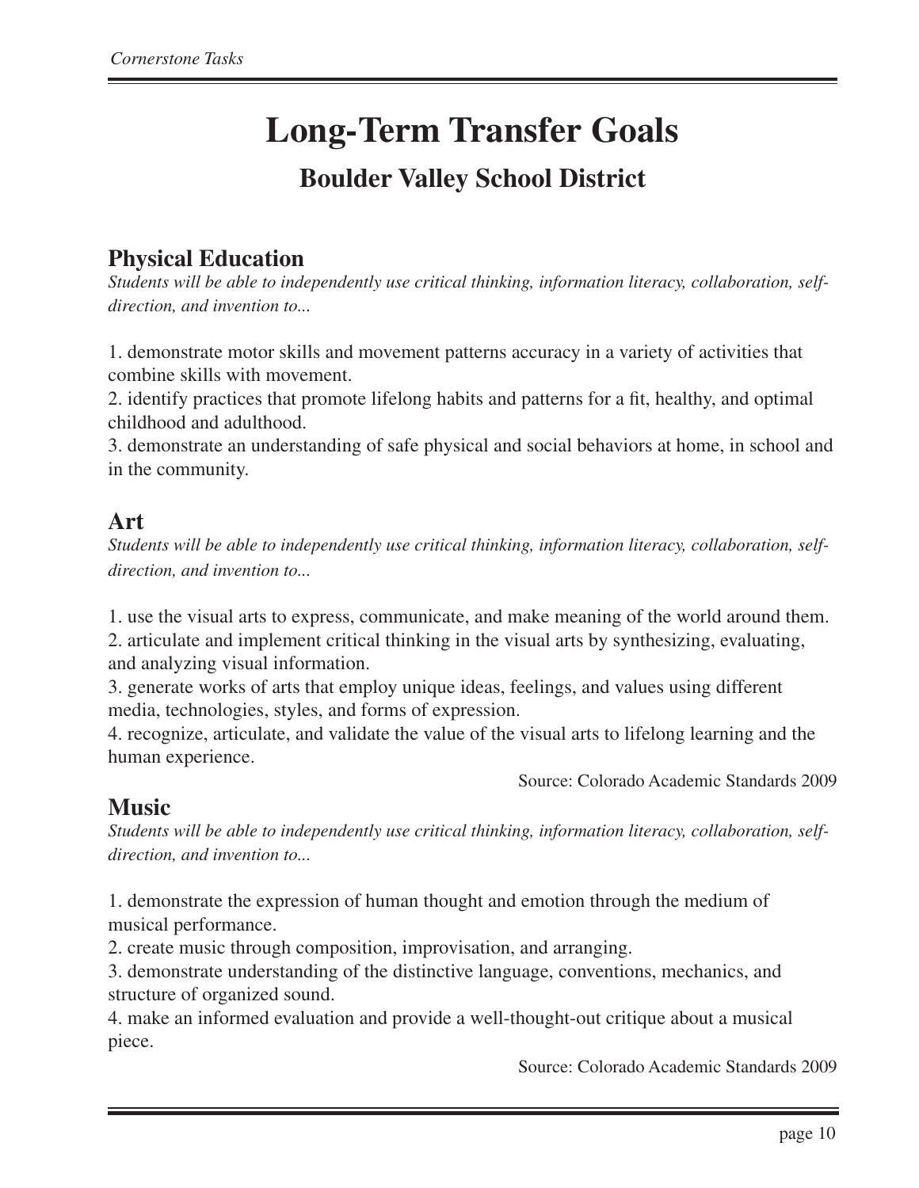# Long-Term Transfer Goals

## Boulder Valley School District

### Physical Education

*Students will be able to independently use critical thinking, information literacy, collaboration, self-direction, and invention to...*

1. demonstrate motor skills and movement patterns accuracy in a variety of activities that combine skills with movement.
2. identify practices that promote lifelong habits and patterns for a fit, healthy, and optimal childhood and adulthood.
3. demonstrate an understanding of safe physical and social behaviors at home, in school and in the community.

### Art

*Students will be able to independently use critical thinking, information literacy, collaboration, self-direction, and invention to...*

1. use the visual arts to express, communicate, and make meaning of the world around them.
2. articulate and implement critical thinking in the visual arts by synthesizing, evaluating, and analyzing visual information.
3. generate works of arts that employ unique ideas, feelings, and values using different media, technologies, styles, and forms of expression.
4. recognize, articulate, and validate the value of the visual arts to lifelong learning and the human experience.

Source: Colorado Academic Standards 2009

### Music

*Students will be able to independently use critical thinking, information literacy, collaboration, self-direction, and invention to...*

1. demonstrate the expression of human thought and emotion through the medium of musical performance.
2. create music through composition, improvisation, and arranging.
3. demonstrate understanding of the distinctive language, conventions, mechanics, and structure of organized sound.
4. make an informed evaluation and provide a well-thought-out critique about a musical piece.

Source: Colorado Academic Standards 2009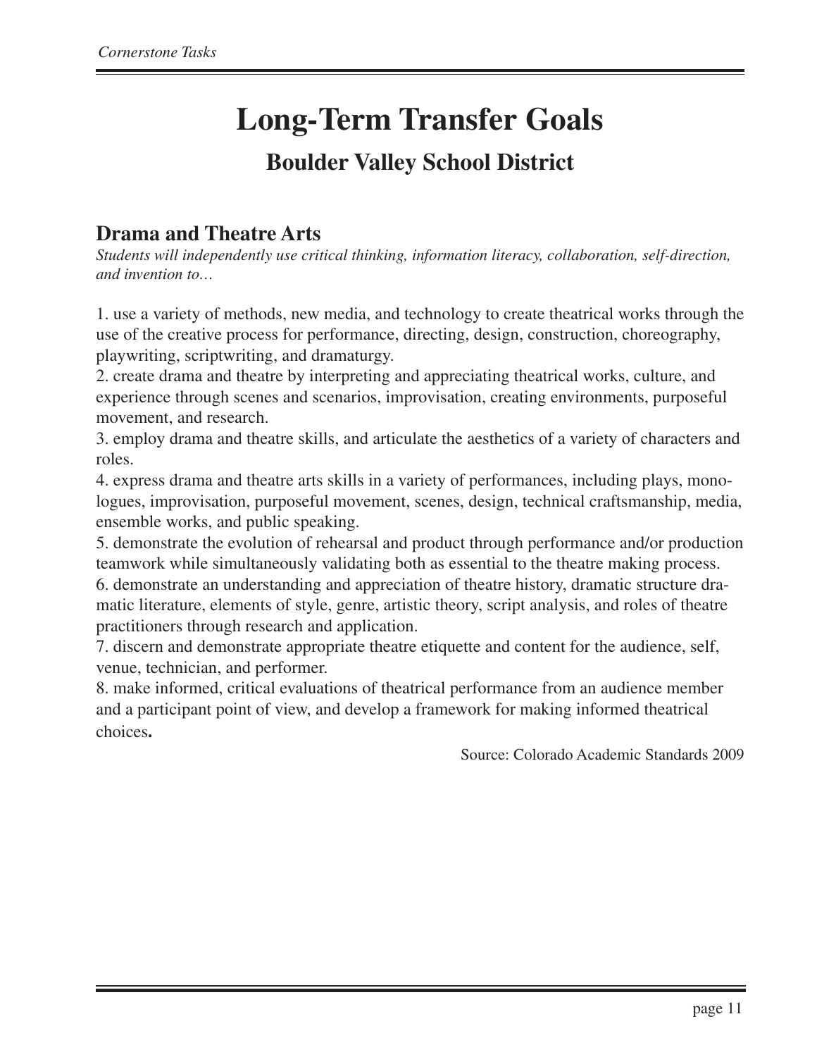# Long-Term Transfer Goals

## Boulder Valley School District

### Drama and Theatre Arts

*Students will independently use critical thinking, information literacy, collaboration, self-direction, and invention to…*

1. use a variety of methods, new media, and technology to create theatrical works through the use of the creative process for performance, directing, design, construction, choreography, playwriting, scriptwriting, and dramaturgy.
2. create drama and theatre by interpreting and appreciating theatrical works, culture, and experience through scenes and scenarios, improvisation, creating environments, purposeful movement, and research.
3. employ drama and theatre skills, and articulate the aesthetics of a variety of characters and roles.
4. express drama and theatre arts skills in a variety of performances, including plays, monologues, improvisation, purposeful movement, scenes, design, technical craftsmanship, media, ensemble works, and public speaking.
5. demonstrate the evolution of rehearsal and product through performance and/or production teamwork while simultaneously validating both as essential to the theatre making process.
6. demonstrate an understanding and appreciation of theatre history, dramatic structure dramatic literature, elements of style, genre, artistic theory, script analysis, and roles of theatre practitioners through research and application.
7. discern and demonstrate appropriate theatre etiquette and content for the audience, self, venue, technician, and performer.
8. make informed, critical evaluations of theatrical performance from an audience member and a participant point of view, and develop a framework for making informed theatrical choices**.**

Source: Colorado Academic Standards 2009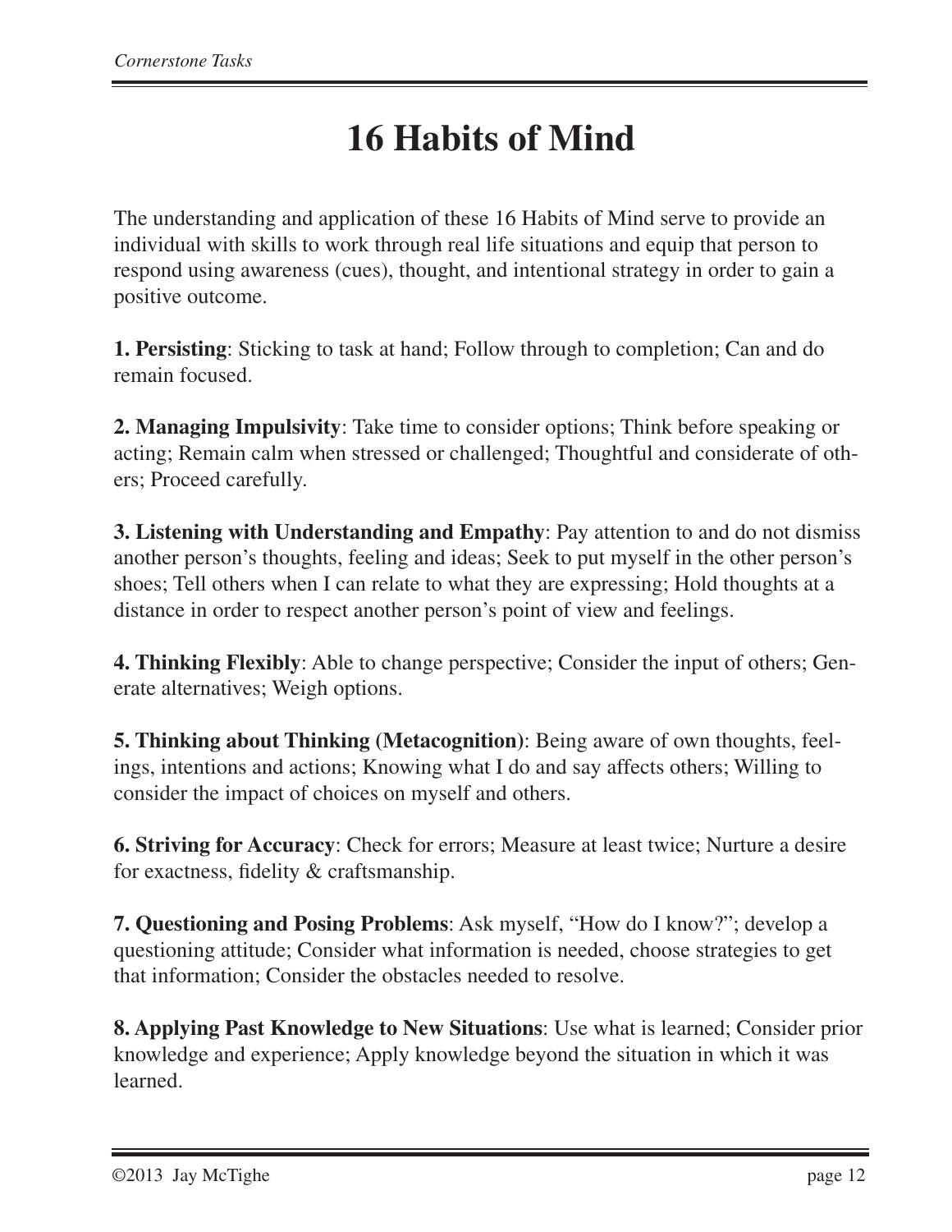# 16 Habits of Mind

The understanding and application of these 16 Habits of Mind serve to provide an individual with skills to work through real life situations and equip that person to respond using awareness (cues), thought, and intentional strategy in order to gain a positive outcome.

**1. Persisting**: Sticking to task at hand; Follow through to completion; Can and do remain focused.

**2. Managing Impulsivity**: Take time to consider options; Think before speaking or acting; Remain calm when stressed or challenged; Thoughtful and considerate of others; Proceed carefully.

**3. Listening with Understanding and Empathy**: Pay attention to and do not dismiss another person's thoughts, feeling and ideas; Seek to put myself in the other person's shoes; Tell others when I can relate to what they are expressing; Hold thoughts at a distance in order to respect another person's point of view and feelings.

**4. Thinking Flexibly**: Able to change perspective; Consider the input of others; Generate alternatives; Weigh options.

**5. Thinking about Thinking (Metacognition)**: Being aware of own thoughts, feelings, intentions and actions; Knowing what I do and say affects others; Willing to consider the impact of choices on myself and others.

**6. Striving for Accuracy**: Check for errors; Measure at least twice; Nurture a desire for exactness, fidelity & craftsmanship.

**7. Questioning and Posing Problems**: Ask myself, "How do I know?"; develop a questioning attitude; Consider what information is needed, choose strategies to get that information; Consider the obstacles needed to resolve.

**8. Applying Past Knowledge to New Situations**: Use what is learned; Consider prior knowledge and experience; Apply knowledge beyond the situation in which it was learned.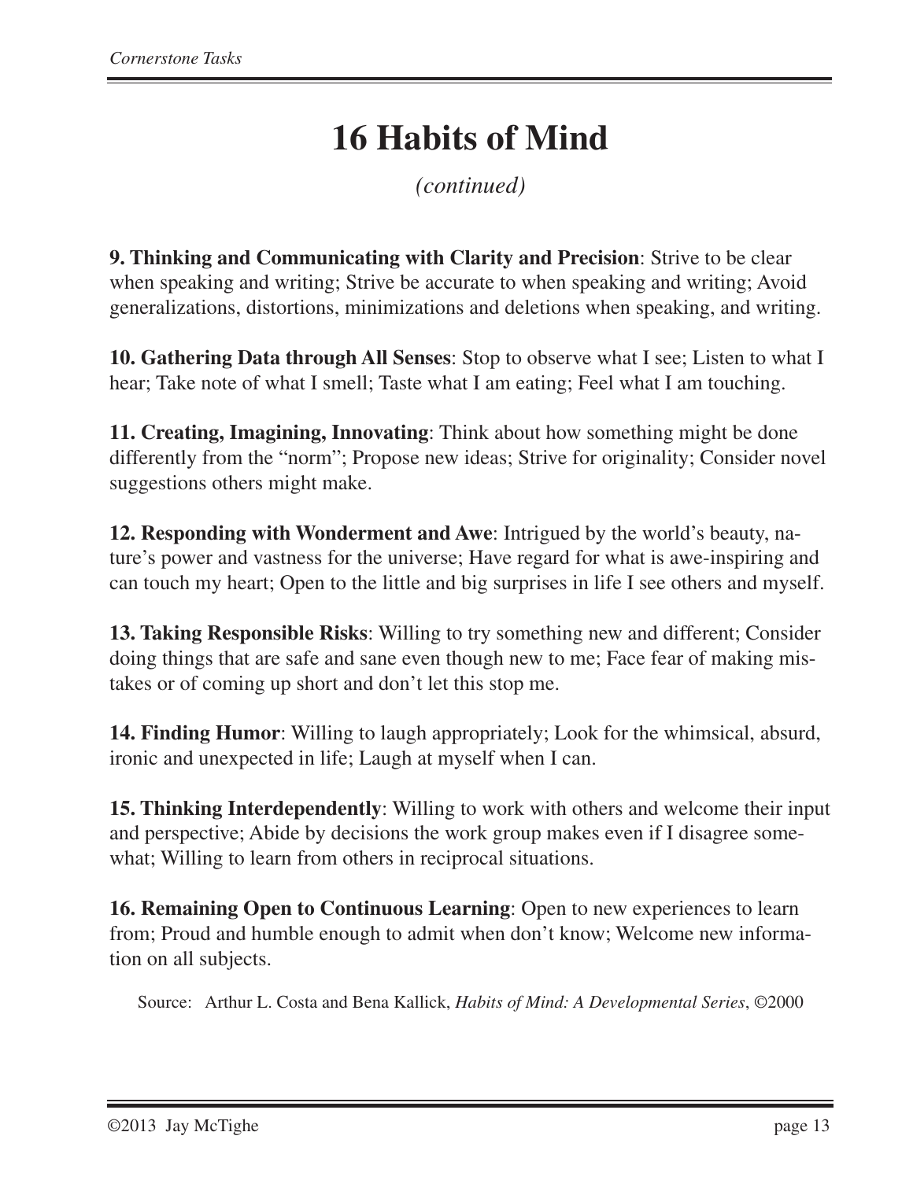# 16 Habits of Mind

*(continued)*

**9. Thinking and Communicating with Clarity and Precision**: Strive to be clear when speaking and writing; Strive be accurate to when speaking and writing; Avoid generalizations, distortions, minimizations and deletions when speaking, and writing.

**10. Gathering Data through All Senses**: Stop to observe what I see; Listen to what I hear; Take note of what I smell; Taste what I am eating; Feel what I am touching.

**11. Creating, Imagining, Innovating**: Think about how something might be done differently from the "norm"; Propose new ideas; Strive for originality; Consider novel suggestions others might make.

**12. Responding with Wonderment and Awe**: Intrigued by the world's beauty, nature's power and vastness for the universe; Have regard for what is awe-inspiring and can touch my heart; Open to the little and big surprises in life I see others and myself.

**13. Taking Responsible Risks**: Willing to try something new and different; Consider doing things that are safe and sane even though new to me; Face fear of making mistakes or of coming up short and don't let this stop me.

**14. Finding Humor**: Willing to laugh appropriately; Look for the whimsical, absurd, ironic and unexpected in life; Laugh at myself when I can.

**15. Thinking Interdependently**: Willing to work with others and welcome their input and perspective; Abide by decisions the work group makes even if I disagree somewhat; Willing to learn from others in reciprocal situations.

**16. Remaining Open to Continuous Learning**: Open to new experiences to learn from; Proud and humble enough to admit when don't know; Welcome new information on all subjects.

Source: Arthur L. Costa and Bena Kallick, *Habits of Mind: A Developmental Series*, ©2000